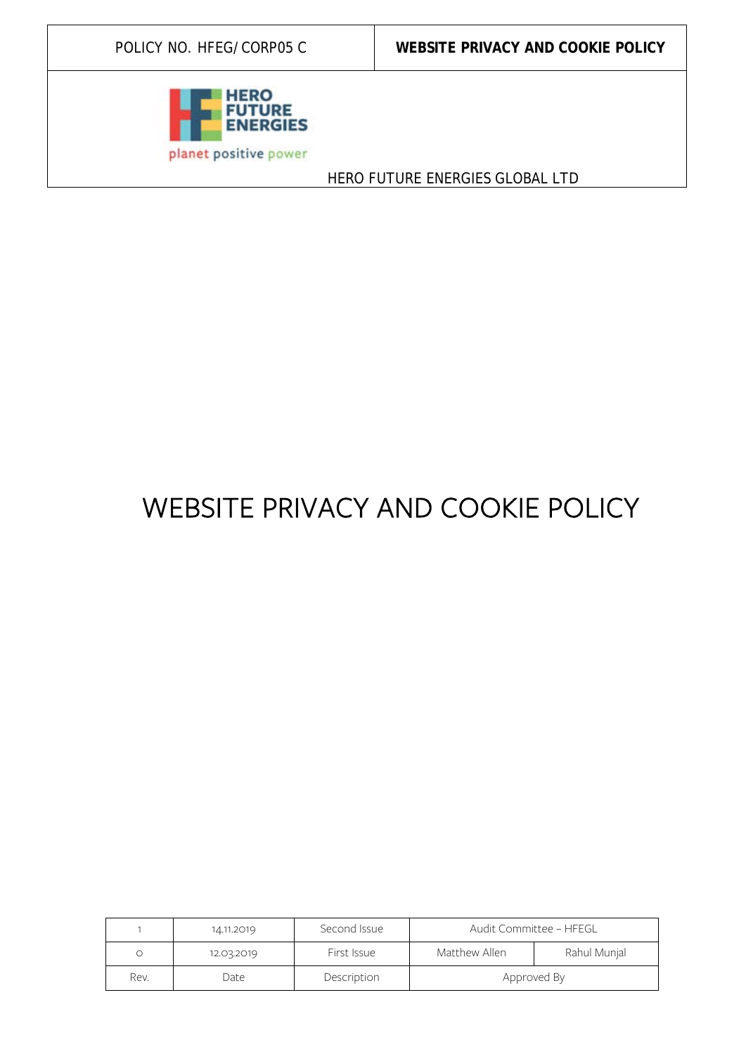| POLICY NO. HFEG/CORP05 C | **WEBSITE PRIVACY AND COOKIE POLICY** |
| --- | --- |

HERO FUTURE ENERGIES

planet positive power

HERO FUTURE ENERGIES GLOBAL LTD

# WEBSITE PRIVACY AND COOKIE POLICY

| 1 | 14.11.2019 | Second Issue | Audit Committee – HFEGL | |
| --- | --- | --- | --- | --- |
| 0 | 12.03.2019 | First Issue | Matthew Allen | Rahul Munjal |
| Rev. | Date | Description | Approved By | |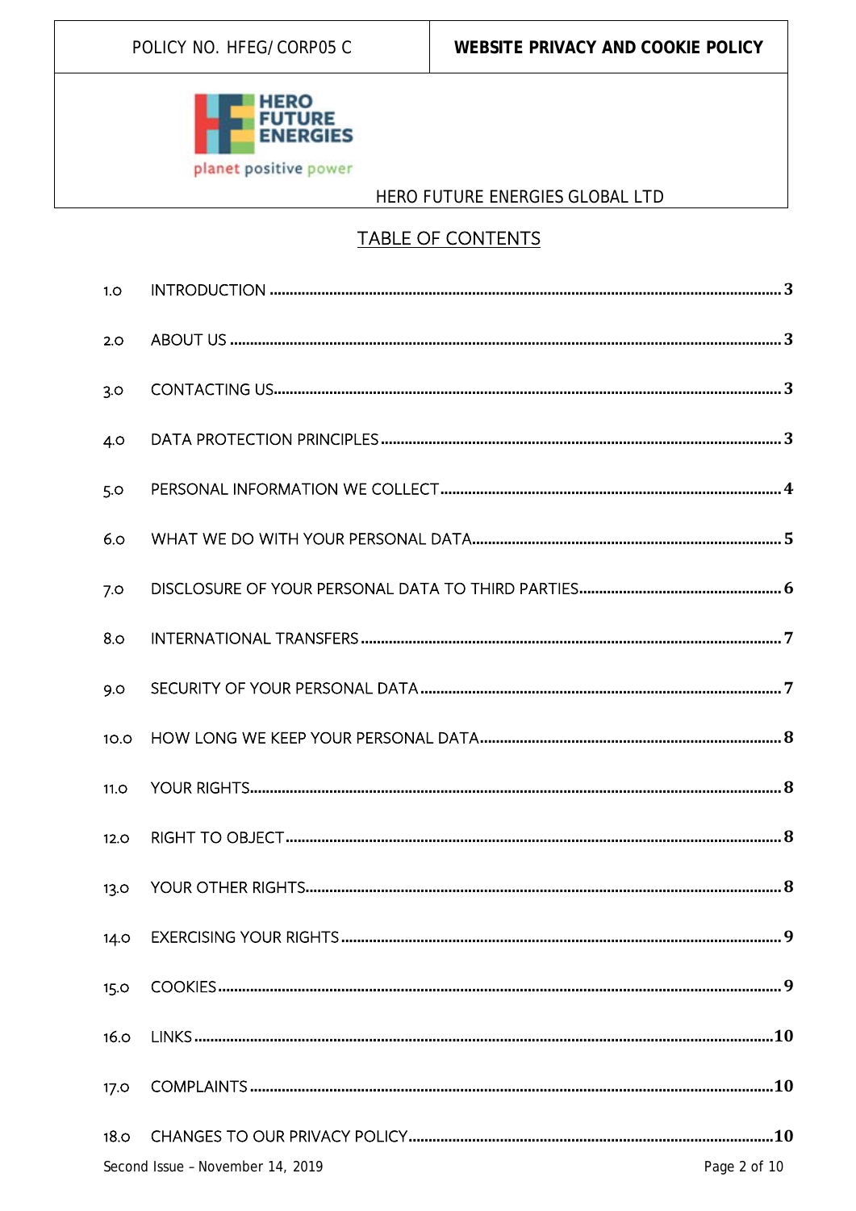## TABLE OF CONTENTS

| | | |
|---|---|---|
| 1.0 | INTRODUCTION | 3 |
| 2.0 | ABOUT US | 3 |
| 3.0 | CONTACTING US | 3 |
| 4.0 | DATA PROTECTION PRINCIPLES | 3 |
| 5.0 | PERSONAL INFORMATION WE COLLECT | 4 |
| 6.0 | WHAT WE DO WITH YOUR PERSONAL DATA | 5 |
| 7.0 | DISCLOSURE OF YOUR PERSONAL DATA TO THIRD PARTIES | 6 |
| 8.0 | INTERNATIONAL TRANSFERS | 7 |
| 9.0 | SECURITY OF YOUR PERSONAL DATA | 7 |
| 10.0 | HOW LONG WE KEEP YOUR PERSONAL DATA | 8 |
| 11.0 | YOUR RIGHTS | 8 |
| 12.0 | RIGHT TO OBJECT | 8 |
| 13.0 | YOUR OTHER RIGHTS | 8 |
| 14.0 | EXERCISING YOUR RIGHTS | 9 |
| 15.0 | COOKIES | 9 |
| 16.0 | LINKS | 10 |
| 17.0 | COMPLAINTS | 10 |
| 18.0 | CHANGES TO OUR PRIVACY POLICY | 10 |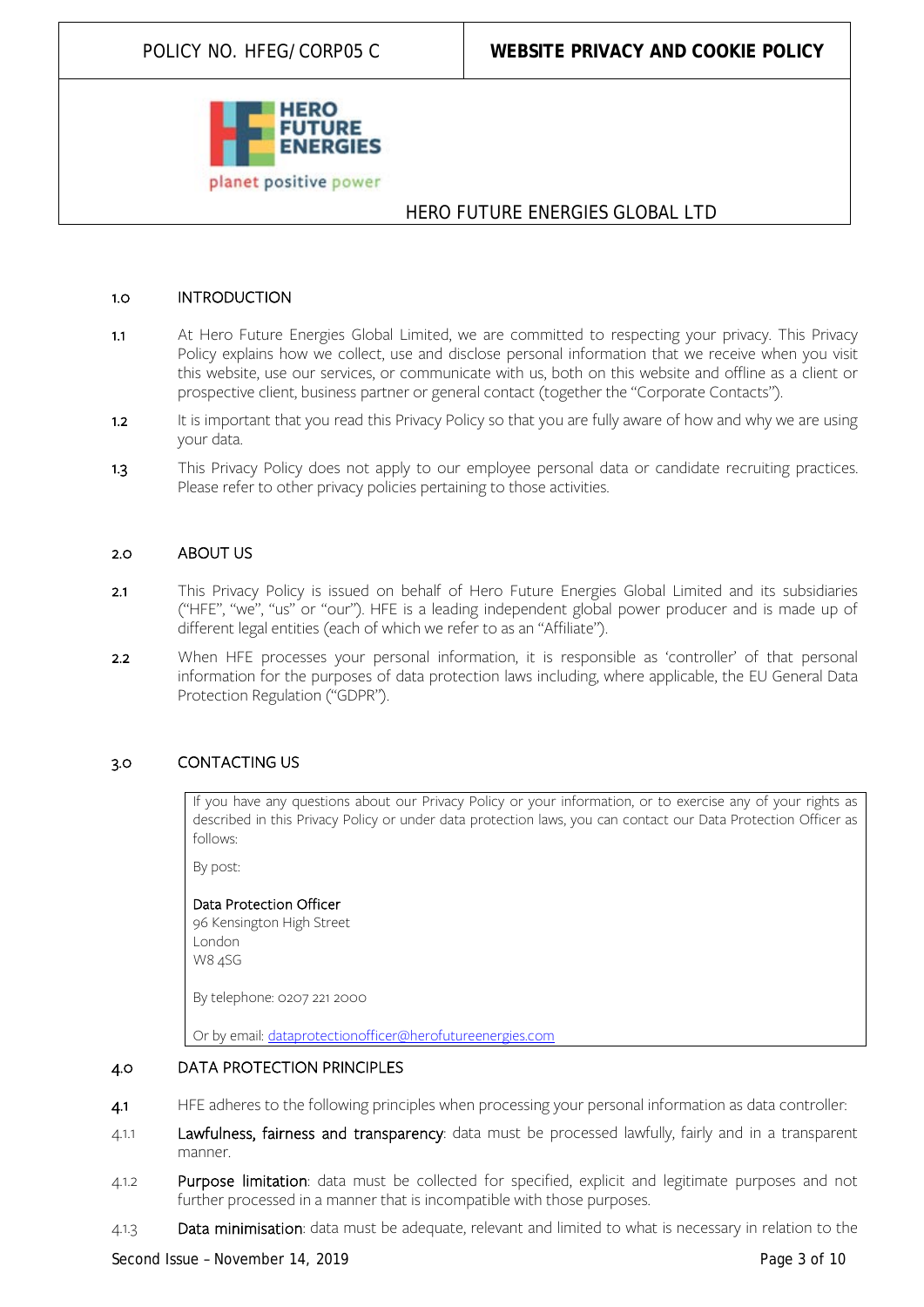## 1.0 INTRODUCTION

1.1 At Hero Future Energies Global Limited, we are committed to respecting your privacy. This Privacy Policy explains how we collect, use and disclose personal information that we receive when you visit this website, use our services, or communicate with us, both on this website and offline as a client or prospective client, business partner or general contact (together the "Corporate Contacts").

1.2 It is important that you read this Privacy Policy so that you are fully aware of how and why we are using your data.

1.3 This Privacy Policy does not apply to our employee personal data or candidate recruiting practices. Please refer to other privacy policies pertaining to those activities.

## 2.0 ABOUT US

2.1 This Privacy Policy is issued on behalf of Hero Future Energies Global Limited and its subsidiaries ("HFE", "we", "us" or "our"). HFE is a leading independent global power producer and is made up of different legal entities (each of which we refer to as an "Affiliate").

2.2 When HFE processes your personal information, it is responsible as 'controller' of that personal information for the purposes of data protection laws including, where applicable, the EU General Data Protection Regulation ("GDPR").

## 3.0 CONTACTING US

If you have any questions about our Privacy Policy or your information, or to exercise any of your rights as described in this Privacy Policy or under data protection laws, you can contact our Data Protection Officer as follows:

By post:

Data Protection Officer
96 Kensington High Street
London
W8 4SG

By telephone: 0207 221 2000

Or by email: dataprotectionofficer@herofutureenergies.com

## 4.0 DATA PROTECTION PRINCIPLES

4.1 HFE adheres to the following principles when processing your personal information as data controller:

4.1.1 **Lawfulness, fairness and transparency**: data must be processed lawfully, fairly and in a transparent manner.

4.1.2 **Purpose limitation**: data must be collected for specified, explicit and legitimate purposes and not further processed in a manner that is incompatible with those purposes.

4.1.3 **Data minimisation**: data must be adequate, relevant and limited to what is necessary in relation to the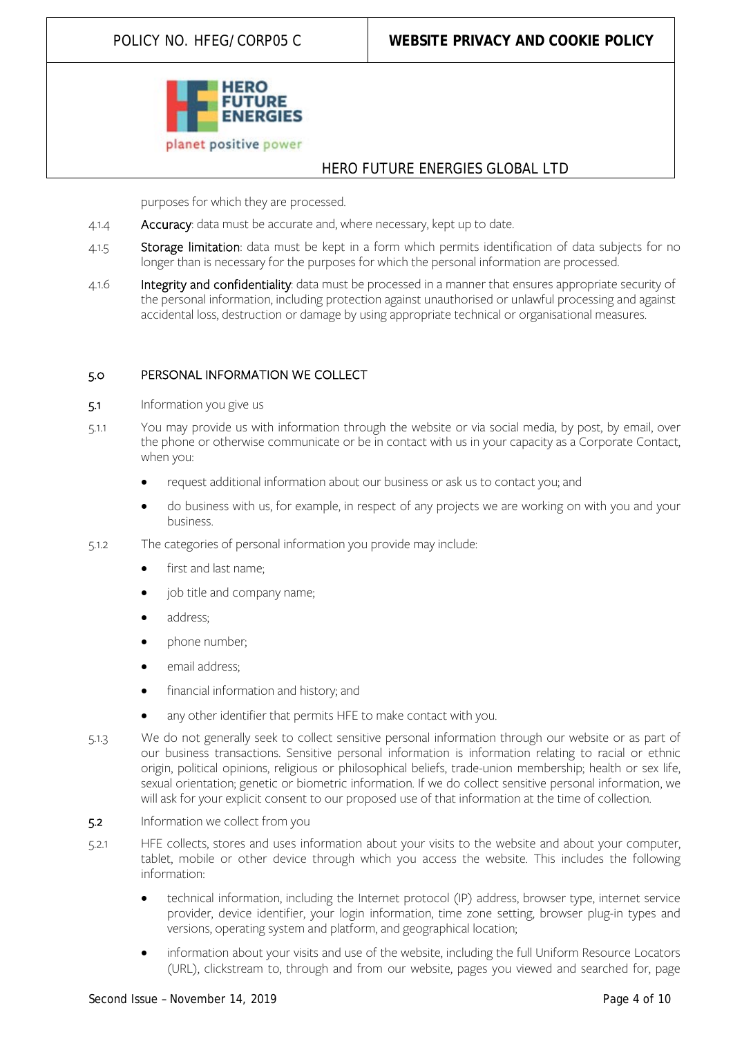purposes for which they are processed.

4.1.4 **Accuracy**: data must be accurate and, where necessary, kept up to date.

4.1.5 **Storage limitation**: data must be kept in a form which permits identification of data subjects for no longer than is necessary for the purposes for which the personal information are processed.

4.1.6 **Integrity and confidentiality**: data must be processed in a manner that ensures appropriate security of the personal information, including protection against unauthorised or unlawful processing and against accidental loss, destruction or damage by using appropriate technical or organisational measures.

## 5.0 PERSONAL INFORMATION WE COLLECT

### 5.1 Information you give us

5.1.1 You may provide us with information through the website or via social media, by post, by email, over the phone or otherwise communicate or be in contact with us in your capacity as a Corporate Contact, when you:

- request additional information about our business or ask us to contact you; and
- do business with us, for example, in respect of any projects we are working on with you and your business.

5.1.2 The categories of personal information you provide may include:

- first and last name;
- job title and company name;
- address;
- phone number;
- email address;
- financial information and history; and
- any other identifier that permits HFE to make contact with you.

5.1.3 We do not generally seek to collect sensitive personal information through our website or as part of our business transactions. Sensitive personal information is information relating to racial or ethnic origin, political opinions, religious or philosophical beliefs, trade-union membership; health or sex life, sexual orientation; genetic or biometric information. If we do collect sensitive personal information, we will ask for your explicit consent to our proposed use of that information at the time of collection.

### 5.2 Information we collect from you

5.2.1 HFE collects, stores and uses information about your visits to the website and about your computer, tablet, mobile or other device through which you access the website. This includes the following information:

- technical information, including the Internet protocol (IP) address, browser type, internet service provider, device identifier, your login information, time zone setting, browser plug-in types and versions, operating system and platform, and geographical location;
- information about your visits and use of the website, including the full Uniform Resource Locators (URL), clickstream to, through and from our website, pages you viewed and searched for, page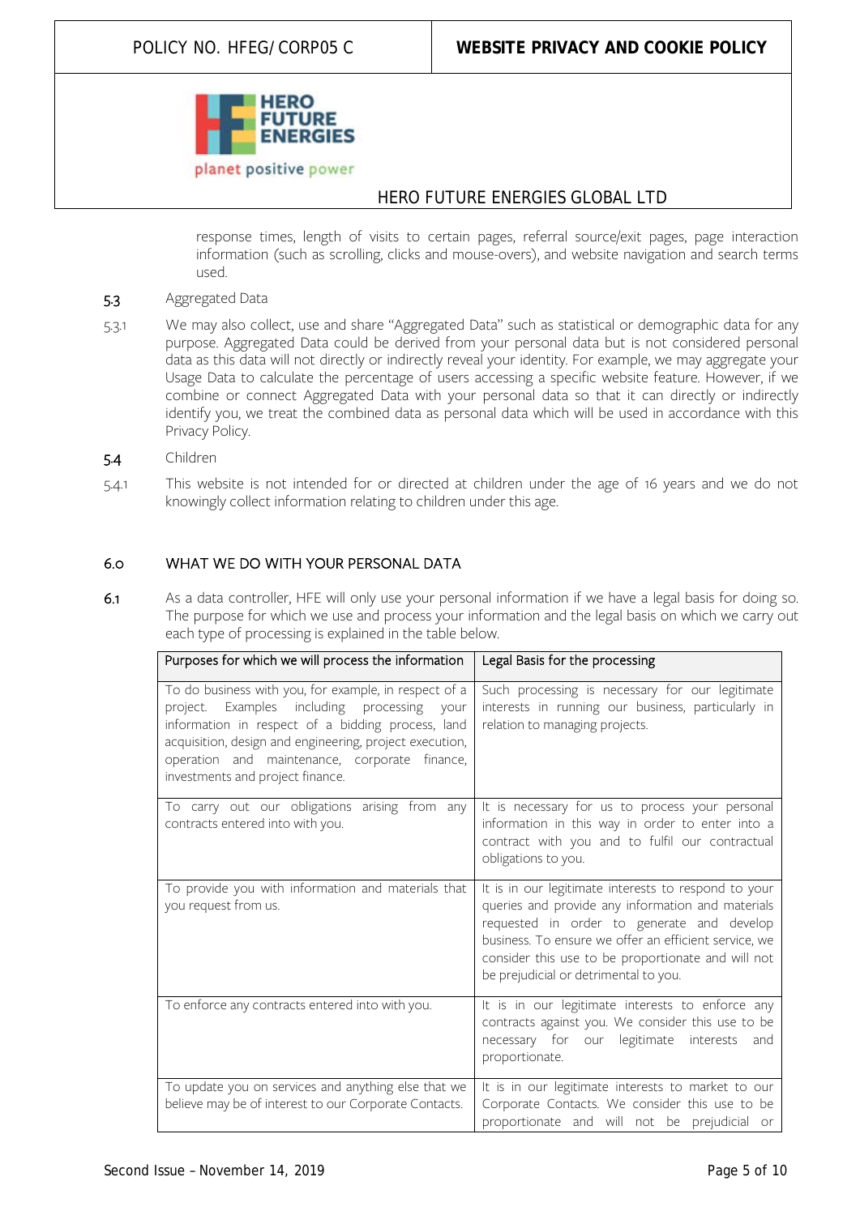response times, length of visits to certain pages, referral source/exit pages, page interaction information (such as scrolling, clicks and mouse-overs), and website navigation and search terms used.

**5.3** Aggregated Data

5.3.1 We may also collect, use and share "Aggregated Data" such as statistical or demographic data for any purpose. Aggregated Data could be derived from your personal data but is not considered personal data as this data will not directly or indirectly reveal your identity. For example, we may aggregate your Usage Data to calculate the percentage of users accessing a specific website feature. However, if we combine or connect Aggregated Data with your personal data so that it can directly or indirectly identify you, we treat the combined data as personal data which will be used in accordance with this Privacy Policy.

**5.4** Children

5.4.1 This website is not intended for or directed at children under the age of 16 years and we do not knowingly collect information relating to children under this age.

## 6.0 WHAT WE DO WITH YOUR PERSONAL DATA

**6.1** As a data controller, HFE will only use your personal information if we have a legal basis for doing so. The purpose for which we use and process your information and the legal basis on which we carry out each type of processing is explained in the table below.

| Purposes for which we will process the information | Legal Basis for the processing |
|---|---|
| To do business with you, for example, in respect of a project. Examples including processing your information in respect of a bidding process, land acquisition, design and engineering, project execution, operation and maintenance, corporate finance, investments and project finance. | Such processing is necessary for our legitimate interests in running our business, particularly in relation to managing projects. |
| To carry out our obligations arising from any contracts entered into with you. | It is necessary for us to process your personal information in this way in order to enter into a contract with you and to fulfil our contractual obligations to you. |
| To provide you with information and materials that you request from us. | It is in our legitimate interests to respond to your queries and provide any information and materials requested in order to generate and develop business. To ensure we offer an efficient service, we consider this use to be proportionate and will not be prejudicial or detrimental to you. |
| To enforce any contracts entered into with you. | It is in our legitimate interests to enforce any contracts against you. We consider this use to be necessary for our legitimate interests and proportionate. |
| To update you on services and anything else that we believe may be of interest to our Corporate Contacts. | It is in our legitimate interests to market to our Corporate Contacts. We consider this use to be proportionate and will not be prejudicial or |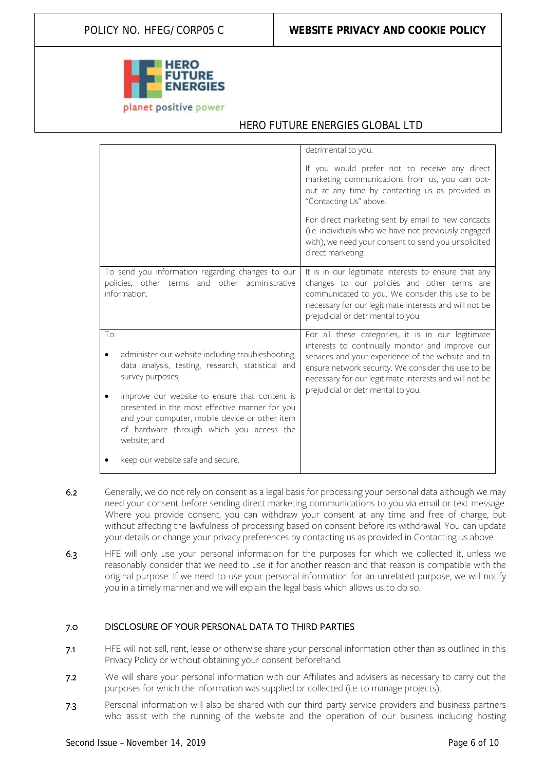| | |
|---|---|
| | detrimental to you.<br><br>If you would prefer not to receive any direct marketing communications from us, you can opt-out at any time by contacting us as provided in "Contacting Us" above.<br><br>For direct marketing sent by email to new contacts (i.e. individuals who we have not previously engaged with), we need your consent to send you unsolicited direct marketing. |
| To send you information regarding changes to our policies, other terms and other administrative information. | It is in our legitimate interests to ensure that any changes to our policies and other terms are communicated to you. We consider this use to be necessary for our legitimate interests and will not be prejudicial or detrimental to you. |
| To:<br><br>• administer our website including troubleshooting, data analysis, testing, research, statistical and survey purposes;<br><br>• improve our website to ensure that content is presented in the most effective manner for you and your computer, mobile device or other item of hardware through which you access the website; and<br><br>• keep our website safe and secure. | For all these categories, it is in our legitimate interests to continually monitor and improve our services and your experience of the website and to ensure network security. We consider this use to be necessary for our legitimate interests and will not be prejudicial or detrimental to you. |

6.2 Generally, we do not rely on consent as a legal basis for processing your personal data although we may need your consent before sending direct marketing communications to you via email or text message. Where you provide consent, you can withdraw your consent at any time and free of charge, but without affecting the lawfulness of processing based on consent before its withdrawal. You can update your details or change your privacy preferences by contacting us as provided in Contacting us above.

6.3 HFE will only use your personal information for the purposes for which we collected it, unless we reasonably consider that we need to use it for another reason and that reason is compatible with the original purpose. If we need to use your personal information for an unrelated purpose, we will notify you in a timely manner and we will explain the legal basis which allows us to do so.

## 7.0 DISCLOSURE OF YOUR PERSONAL DATA TO THIRD PARTIES

7.1 HFE will not sell, rent, lease or otherwise share your personal information other than as outlined in this Privacy Policy or without obtaining your consent beforehand.

7.2 We will share your personal information with our Affiliates and advisers as necessary to carry out the purposes for which the information was supplied or collected (i.e. to manage projects).

7.3 Personal information will also be shared with our third party service providers and business partners who assist with the running of the website and the operation of our business including hosting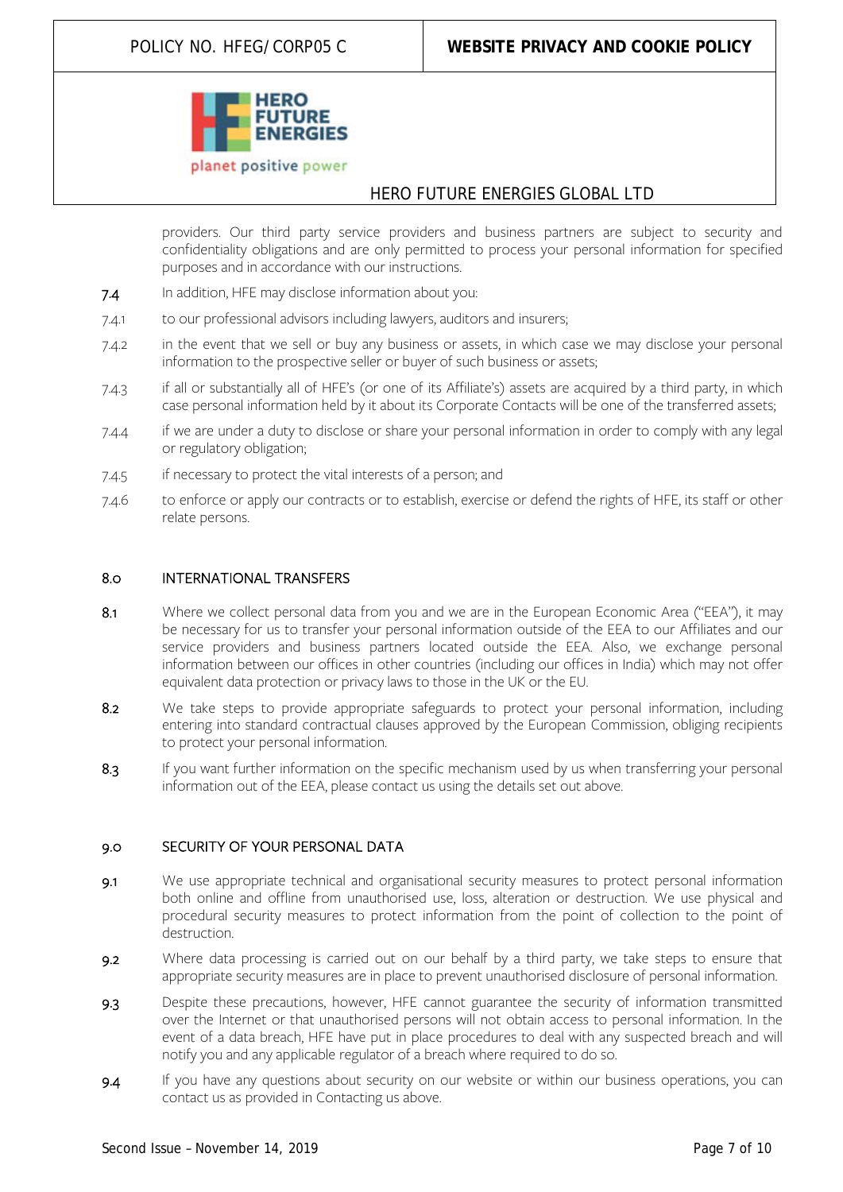providers. Our third party service providers and business partners are subject to security and confidentiality obligations and are only permitted to process your personal information for specified purposes and in accordance with our instructions.

7.4 In addition, HFE may disclose information about you:

7.4.1 to our professional advisors including lawyers, auditors and insurers;

7.4.2 in the event that we sell or buy any business or assets, in which case we may disclose your personal information to the prospective seller or buyer of such business or assets;

7.4.3 if all or substantially all of HFE's (or one of its Affiliate's) assets are acquired by a third party, in which case personal information held by it about its Corporate Contacts will be one of the transferred assets;

7.4.4 if we are under a duty to disclose or share your personal information in order to comply with any legal or regulatory obligation;

7.4.5 if necessary to protect the vital interests of a person; and

7.4.6 to enforce or apply our contracts or to establish, exercise or defend the rights of HFE, its staff or other relate persons.

## 8.0 INTERNATIONAL TRANSFERS

8.1 Where we collect personal data from you and we are in the European Economic Area ("EEA"), it may be necessary for us to transfer your personal information outside of the EEA to our Affiliates and our service providers and business partners located outside the EEA. Also, we exchange personal information between our offices in other countries (including our offices in India) which may not offer equivalent data protection or privacy laws to those in the UK or the EU.

8.2 We take steps to provide appropriate safeguards to protect your personal information, including entering into standard contractual clauses approved by the European Commission, obliging recipients to protect your personal information.

8.3 If you want further information on the specific mechanism used by us when transferring your personal information out of the EEA, please contact us using the details set out above.

## 9.0 SECURITY OF YOUR PERSONAL DATA

9.1 We use appropriate technical and organisational security measures to protect personal information both online and offline from unauthorised use, loss, alteration or destruction. We use physical and procedural security measures to protect information from the point of collection to the point of destruction.

9.2 Where data processing is carried out on our behalf by a third party, we take steps to ensure that appropriate security measures are in place to prevent unauthorised disclosure of personal information.

9.3 Despite these precautions, however, HFE cannot guarantee the security of information transmitted over the Internet or that unauthorised persons will not obtain access to personal information. In the event of a data breach, HFE have put in place procedures to deal with any suspected breach and will notify you and any applicable regulator of a breach where required to do so.

9.4 If you have any questions about security on our website or within our business operations, you can contact us as provided in Contacting us above.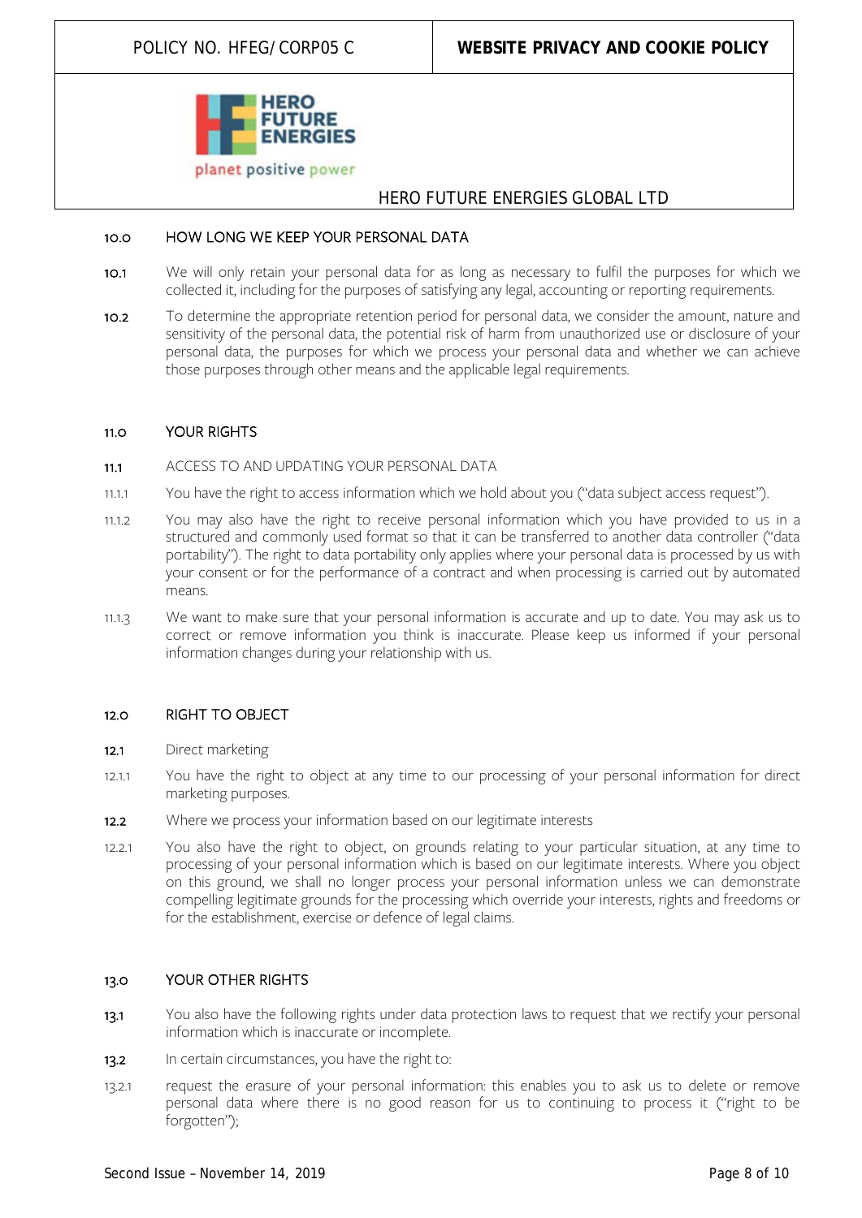## 10.0 HOW LONG WE KEEP YOUR PERSONAL DATA

10.1 We will only retain your personal data for as long as necessary to fulfil the purposes for which we collected it, including for the purposes of satisfying any legal, accounting or reporting requirements.

10.2 To determine the appropriate retention period for personal data, we consider the amount, nature and sensitivity of the personal data, the potential risk of harm from unauthorized use or disclosure of your personal data, the purposes for which we process your personal data and whether we can achieve those purposes through other means and the applicable legal requirements.

## 11.0 YOUR RIGHTS

### 11.1 ACCESS TO AND UPDATING YOUR PERSONAL DATA

11.1.1 You have the right to access information which we hold about you ("data subject access request").

11.1.2 You may also have the right to receive personal information which you have provided to us in a structured and commonly used format so that it can be transferred to another data controller ("data portability"). The right to data portability only applies where your personal data is processed by us with your consent or for the performance of a contract and when processing is carried out by automated means.

11.1.3 We want to make sure that your personal information is accurate and up to date. You may ask us to correct or remove information you think is inaccurate. Please keep us informed if your personal information changes during your relationship with us.

## 12.0 RIGHT TO OBJECT

### 12.1 Direct marketing

12.1.1 You have the right to object at any time to our processing of your personal information for direct marketing purposes.

### 12.2 Where we process your information based on our legitimate interests

12.2.1 You also have the right to object, on grounds relating to your particular situation, at any time to processing of your personal information which is based on our legitimate interests. Where you object on this ground, we shall no longer process your personal information unless we can demonstrate compelling legitimate grounds for the processing which override your interests, rights and freedoms or for the establishment, exercise or defence of legal claims.

## 13.0 YOUR OTHER RIGHTS

13.1 You also have the following rights under data protection laws to request that we rectify your personal information which is inaccurate or incomplete.

13.2 In certain circumstances, you have the right to:

13.2.1 request the erasure of your personal information: this enables you to ask us to delete or remove personal data where there is no good reason for us to continuing to process it ("right to be forgotten");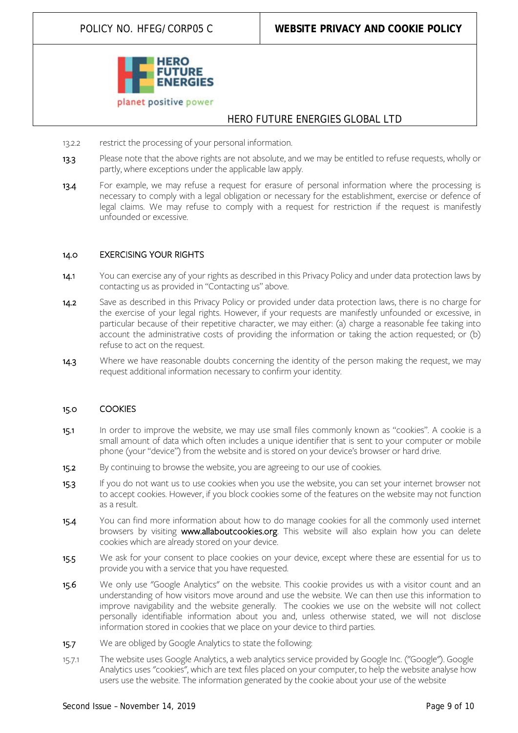13.2.2 restrict the processing of your personal information.

13.3 Please note that the above rights are not absolute, and we may be entitled to refuse requests, wholly or partly, where exceptions under the applicable law apply.

13.4 For example, we may refuse a request for erasure of personal information where the processing is necessary to comply with a legal obligation or necessary for the establishment, exercise or defence of legal claims. We may refuse to comply with a request for restriction if the request is manifestly unfounded or excessive.

## 14.0 EXERCISING YOUR RIGHTS

14.1 You can exercise any of your rights as described in this Privacy Policy and under data protection laws by contacting us as provided in "Contacting us" above.

14.2 Save as described in this Privacy Policy or provided under data protection laws, there is no charge for the exercise of your legal rights. However, if your requests are manifestly unfounded or excessive, in particular because of their repetitive character, we may either: (a) charge a reasonable fee taking into account the administrative costs of providing the information or taking the action requested; or (b) refuse to act on the request.

14.3 Where we have reasonable doubts concerning the identity of the person making the request, we may request additional information necessary to confirm your identity.

## 15.0 COOKIES

15.1 In order to improve the website, we may use small files commonly known as "cookies". A cookie is a small amount of data which often includes a unique identifier that is sent to your computer or mobile phone (your "device") from the website and is stored on your device's browser or hard drive.

15.2 By continuing to browse the website, you are agreeing to our use of cookies.

15.3 If you do not want us to use cookies when you use the website, you can set your internet browser not to accept cookies. However, if you block cookies some of the features on the website may not function as a result.

15.4 You can find more information about how to do manage cookies for all the commonly used internet browsers by visiting **www.allaboutcookies.org**. This website will also explain how you can delete cookies which are already stored on your device.

15.5 We ask for your consent to place cookies on your device, except where these are essential for us to provide you with a service that you have requested.

15.6 We only use "Google Analytics" on the website. This cookie provides us with a visitor count and an understanding of how visitors move around and use the website. We can then use this information to improve navigability and the website generally. The cookies we use on the website will not collect personally identifiable information about you and, unless otherwise stated, we will not disclose information stored in cookies that we place on your device to third parties.

15.7 We are obliged by Google Analytics to state the following:

15.7.1 The website uses Google Analytics, a web analytics service provided by Google Inc. ("Google"). Google Analytics uses "cookies", which are text files placed on your computer, to help the website analyse how users use the website. The information generated by the cookie about your use of the website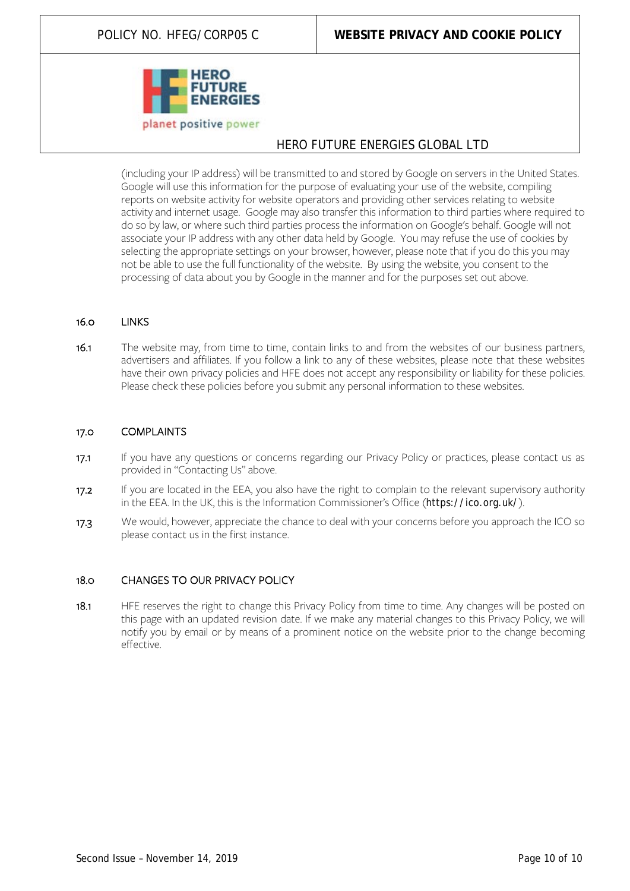(including your IP address) will be transmitted to and stored by Google on servers in the United States. Google will use this information for the purpose of evaluating your use of the website, compiling reports on website activity for website operators and providing other services relating to website activity and internet usage. Google may also transfer this information to third parties where required to do so by law, or where such third parties process the information on Google's behalf. Google will not associate your IP address with any other data held by Google. You may refuse the use of cookies by selecting the appropriate settings on your browser, however, please note that if you do this you may not be able to use the full functionality of the website. By using the website, you consent to the processing of data about you by Google in the manner and for the purposes set out above.

## 16.0 LINKS

16.1 The website may, from time to time, contain links to and from the websites of our business partners, advertisers and affiliates. If you follow a link to any of these websites, please note that these websites have their own privacy policies and HFE does not accept any responsibility or liability for these policies. Please check these policies before you submit any personal information to these websites.

## 17.0 COMPLAINTS

17.1 If you have any questions or concerns regarding our Privacy Policy or practices, please contact us as provided in "Contacting Us" above.

17.2 If you are located in the EEA, you also have the right to complain to the relevant supervisory authority in the EEA. In the UK, this is the Information Commissioner's Office (https://ico.org.uk/).

17.3 We would, however, appreciate the chance to deal with your concerns before you approach the ICO so please contact us in the first instance.

## 18.0 CHANGES TO OUR PRIVACY POLICY

18.1 HFE reserves the right to change this Privacy Policy from time to time. Any changes will be posted on this page with an updated revision date. If we make any material changes to this Privacy Policy, we will notify you by email or by means of a prominent notice on the website prior to the change becoming effective.